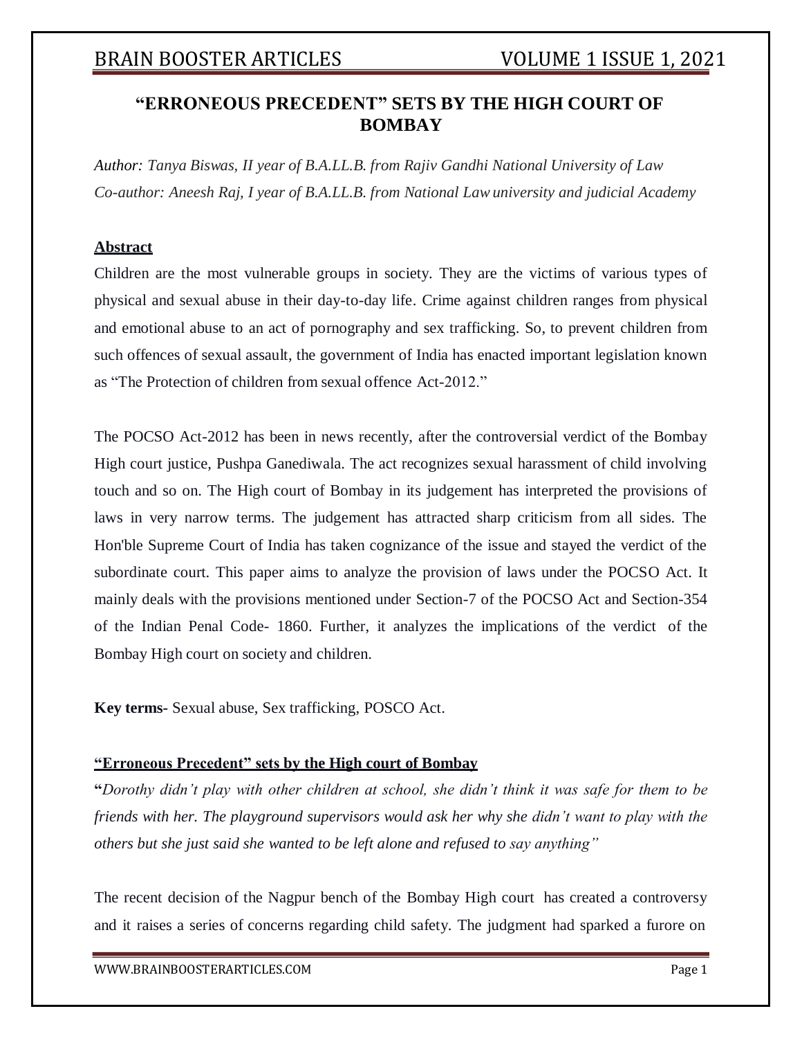# "ERRONEOUS PRECEDENT" SETS BY THE HIGH COURT OF BOMBAY

*Author: Tanya Biswas, II year of B.A.LL.B. from Rajiv Gandhi National University of Law*
*Co-author: Aneesh Raj, I year of B.A.LL.B. from National Law university and judicial Academy*

## Abstract

Children are the most vulnerable groups in society. They are the victims of various types of physical and sexual abuse in their day-to-day life. Crime against children ranges from physical and emotional abuse to an act of pornography and sex trafficking. So, to prevent children from such offences of sexual assault, the government of India has enacted important legislation known as "The Protection of children from sexual offence Act-2012."

The POCSO Act-2012 has been in news recently, after the controversial verdict of the Bombay High court justice, Pushpa Ganediwala. The act recognizes sexual harassment of child involving touch and so on. The High court of Bombay in its judgement has interpreted the provisions of laws in very narrow terms. The judgement has attracted sharp criticism from all sides. The Hon'ble Supreme Court of India has taken cognizance of the issue and stayed the verdict of the subordinate court. This paper aims to analyze the provision of laws under the POCSO Act. It mainly deals with the provisions mentioned under Section-7 of the POCSO Act and Section-354 of the Indian Penal Code- 1860. Further, it analyzes the implications of the verdict of the Bombay High court on society and children.

**Key terms-** Sexual abuse, Sex trafficking, POSCO Act.

## "Erroneous Precedent" sets by the High court of Bombay

**"***Dorothy didn't play with other children at school, she didn't think it was safe for them to be friends with her. The playground supervisors would ask her why she didn't want to play with the others but she just said she wanted to be left alone and refused to say anything"*

The recent decision of the Nagpur bench of the Bombay High court has created a controversy and it raises a series of concerns regarding child safety. The judgment had sparked a furore on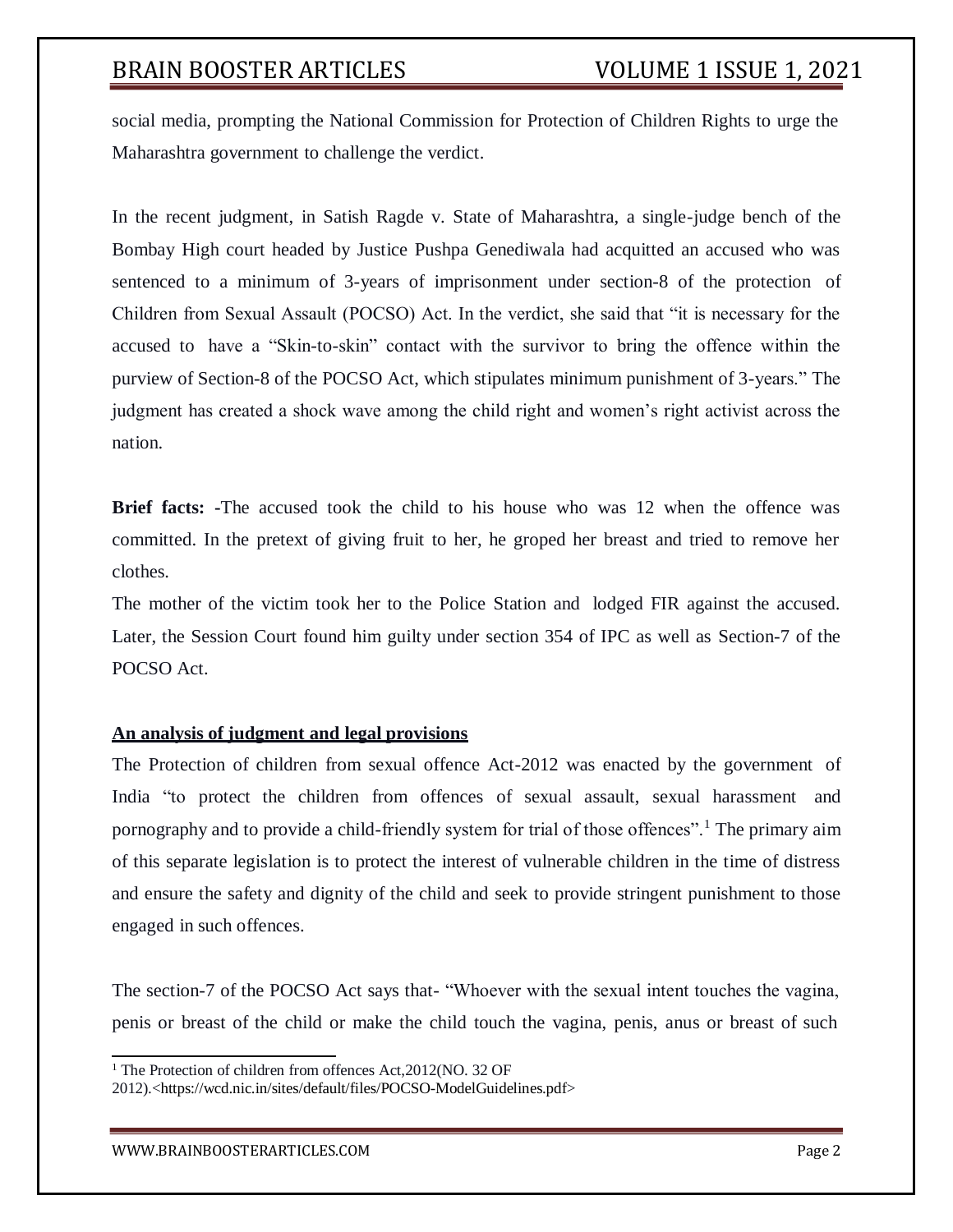social media, prompting the National Commission for Protection of Children Rights to urge the Maharashtra government to challenge the verdict.

In the recent judgment, in Satish Ragde v. State of Maharashtra, a single-judge bench of the Bombay High court headed by Justice Pushpa Genediwala had acquitted an accused who was sentenced to a minimum of 3-years of imprisonment under section-8 of the protection of Children from Sexual Assault (POCSO) Act. In the verdict, she said that "it is necessary for the accused to have a "Skin-to-skin" contact with the survivor to bring the offence within the purview of Section-8 of the POCSO Act, which stipulates minimum punishment of 3-years." The judgment has created a shock wave among the child right and women's right activist across the nation.

**Brief facts: -**The accused took the child to his house who was 12 when the offence was committed. In the pretext of giving fruit to her, he groped her breast and tried to remove her clothes.

The mother of the victim took her to the Police Station and lodged FIR against the accused. Later, the Session Court found him guilty under section 354 of IPC as well as Section-7 of the POCSO Act.

**<u>An analysis of judgment and legal provisions</u>**

The Protection of children from sexual offence Act-2012 was enacted by the government of India "to protect the children from offences of sexual assault, sexual harassment and pornography and to provide a child-friendly system for trial of those offences".[1] The primary aim of this separate legislation is to protect the interest of vulnerable children in the time of distress and ensure the safety and dignity of the child and seek to provide stringent punishment to those engaged in such offences.

The section-7 of the POCSO Act says that- "Whoever with the sexual intent touches the vagina, penis or breast of the child or make the child touch the vagina, penis, anus or breast of such

[1] The Protection of children from offences Act,2012(NO. 32 OF 2012).<https://wcd.nic.in/sites/default/files/POCSO-ModelGuidelines.pdf>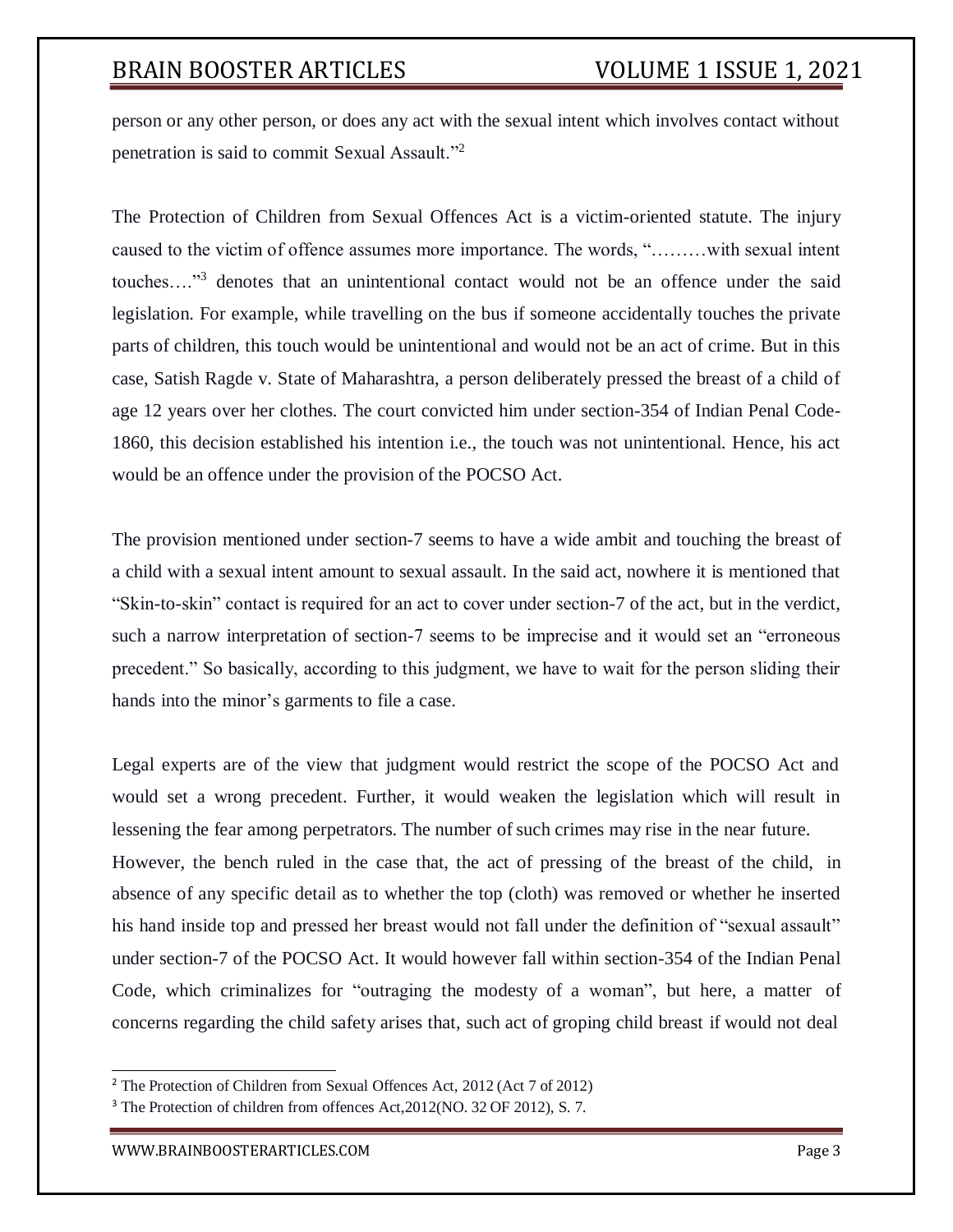person or any other person, or does any act with the sexual intent which involves contact without penetration is said to commit Sexual Assault."[2]

The Protection of Children from Sexual Offences Act is a victim-oriented statute. The injury caused to the victim of offence assumes more importance. The words, "………with sexual intent touches…."[3] denotes that an unintentional contact would not be an offence under the said legislation. For example, while travelling on the bus if someone accidentally touches the private parts of children, this touch would be unintentional and would not be an act of crime. But in this case, Satish Ragde v. State of Maharashtra, a person deliberately pressed the breast of a child of age 12 years over her clothes. The court convicted him under section-354 of Indian Penal Code-1860, this decision established his intention i.e., the touch was not unintentional. Hence, his act would be an offence under the provision of the POCSO Act.

The provision mentioned under section-7 seems to have a wide ambit and touching the breast of a child with a sexual intent amount to sexual assault. In the said act, nowhere it is mentioned that "Skin-to-skin" contact is required for an act to cover under section-7 of the act, but in the verdict, such a narrow interpretation of section-7 seems to be imprecise and it would set an "erroneous precedent." So basically, according to this judgment, we have to wait for the person sliding their hands into the minor's garments to file a case.

Legal experts are of the view that judgment would restrict the scope of the POCSO Act and would set a wrong precedent. Further, it would weaken the legislation which will result in lessening the fear among perpetrators. The number of such crimes may rise in the near future.
However, the bench ruled in the case that, the act of pressing of the breast of the child, in absence of any specific detail as to whether the top (cloth) was removed or whether he inserted his hand inside top and pressed her breast would not fall under the definition of "sexual assault" under section-7 of the POCSO Act. It would however fall within section-354 of the Indian Penal Code, which criminalizes for "outraging the modesty of a woman", but here, a matter of concerns regarding the child safety arises that, such act of groping child breast if would not deal

---

[2] The Protection of Children from Sexual Offences Act, 2012 (Act 7 of 2012)

[3] The Protection of children from offences Act,2012(NO. 32 OF 2012), S. 7.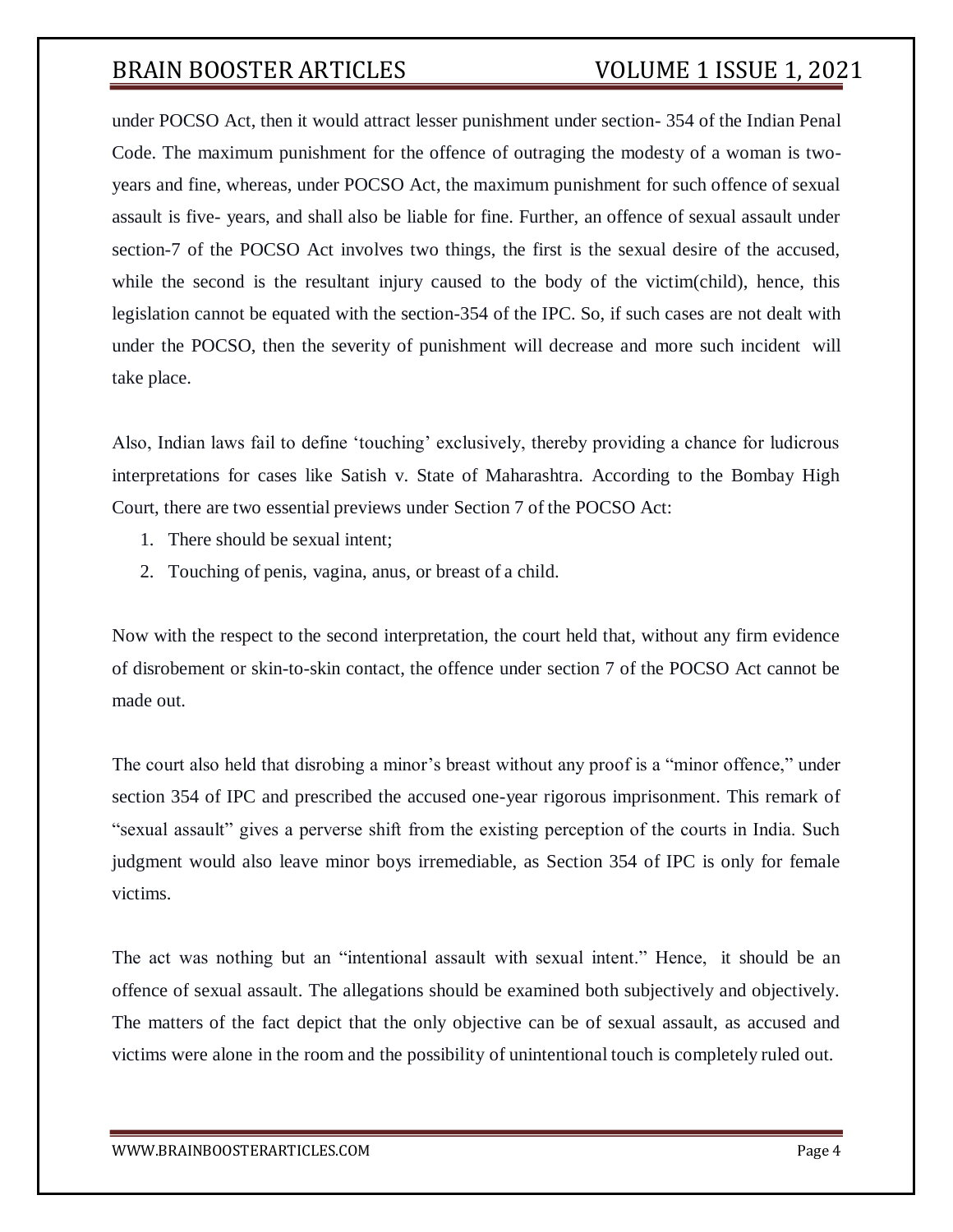under POCSO Act, then it would attract lesser punishment under section- 354 of the Indian Penal Code. The maximum punishment for the offence of outraging the modesty of a woman is two-years and fine, whereas, under POCSO Act, the maximum punishment for such offence of sexual assault is five- years, and shall also be liable for fine. Further, an offence of sexual assault under section-7 of the POCSO Act involves two things, the first is the sexual desire of the accused, while the second is the resultant injury caused to the body of the victim(child), hence, this legislation cannot be equated with the section-354 of the IPC. So, if such cases are not dealt with under the POCSO, then the severity of punishment will decrease and more such incident will take place.

Also, Indian laws fail to define 'touching' exclusively, thereby providing a chance for ludicrous interpretations for cases like Satish v. State of Maharashtra. According to the Bombay High Court, there are two essential previews under Section 7 of the POCSO Act:

1. There should be sexual intent;
2. Touching of penis, vagina, anus, or breast of a child.

Now with the respect to the second interpretation, the court held that, without any firm evidence of disrobement or skin-to-skin contact, the offence under section 7 of the POCSO Act cannot be made out.

The court also held that disrobing a minor's breast without any proof is a "minor offence," under section 354 of IPC and prescribed the accused one-year rigorous imprisonment. This remark of "sexual assault" gives a perverse shift from the existing perception of the courts in India. Such judgment would also leave minor boys irremediable, as Section 354 of IPC is only for female victims.

The act was nothing but an "intentional assault with sexual intent." Hence, it should be an offence of sexual assault. The allegations should be examined both subjectively and objectively. The matters of the fact depict that the only objective can be of sexual assault, as accused and victims were alone in the room and the possibility of unintentional touch is completely ruled out.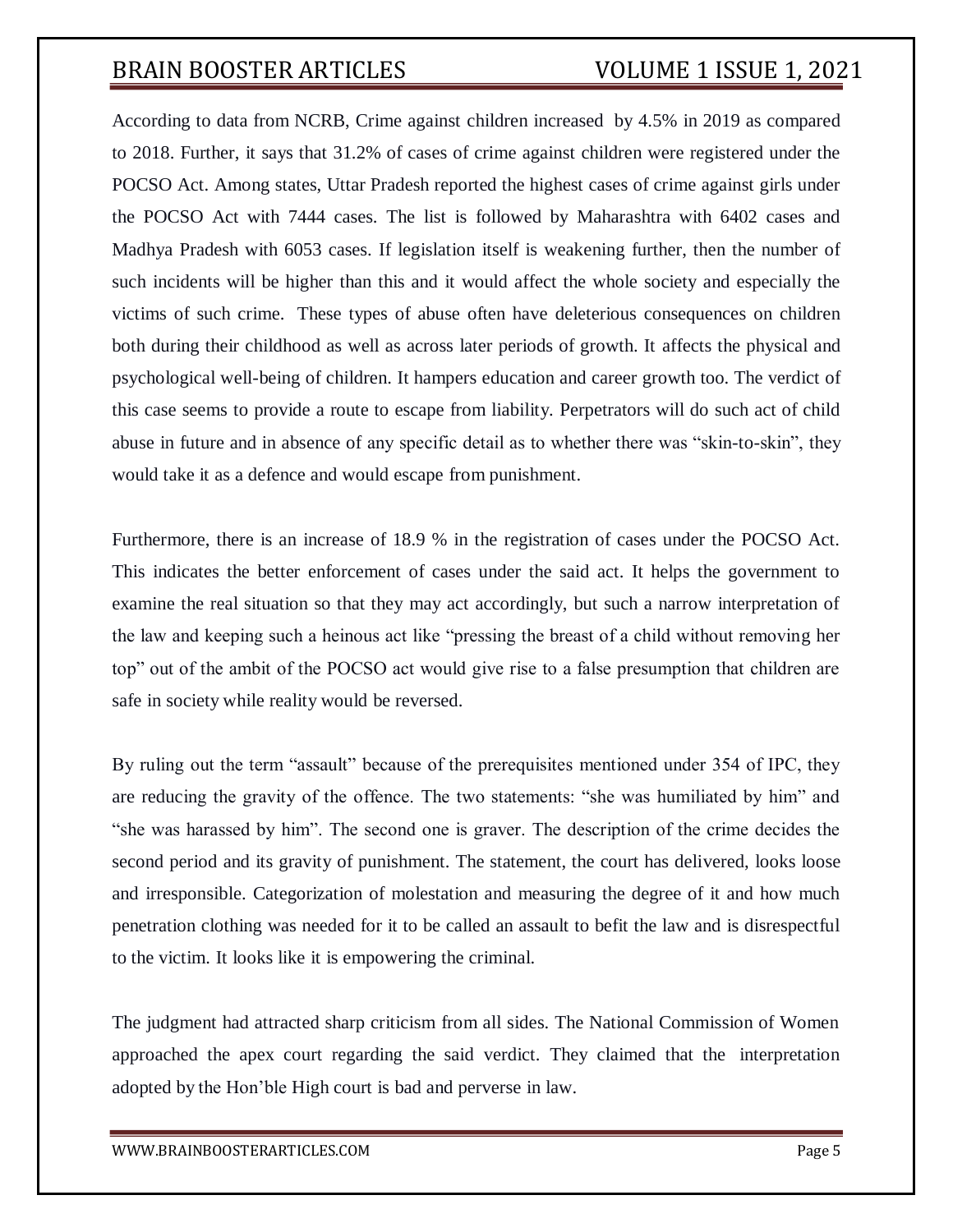According to data from NCRB, Crime against children increased by 4.5% in 2019 as compared to 2018. Further, it says that 31.2% of cases of crime against children were registered under the POCSO Act. Among states, Uttar Pradesh reported the highest cases of crime against girls under the POCSO Act with 7444 cases. The list is followed by Maharashtra with 6402 cases and Madhya Pradesh with 6053 cases. If legislation itself is weakening further, then the number of such incidents will be higher than this and it would affect the whole society and especially the victims of such crime. These types of abuse often have deleterious consequences on children both during their childhood as well as across later periods of growth. It affects the physical and psychological well-being of children. It hampers education and career growth too. The verdict of this case seems to provide a route to escape from liability. Perpetrators will do such act of child abuse in future and in absence of any specific detail as to whether there was "skin-to-skin", they would take it as a defence and would escape from punishment.

Furthermore, there is an increase of 18.9 % in the registration of cases under the POCSO Act. This indicates the better enforcement of cases under the said act. It helps the government to examine the real situation so that they may act accordingly, but such a narrow interpretation of the law and keeping such a heinous act like "pressing the breast of a child without removing her top" out of the ambit of the POCSO act would give rise to a false presumption that children are safe in society while reality would be reversed.

By ruling out the term "assault" because of the prerequisites mentioned under 354 of IPC, they are reducing the gravity of the offence. The two statements: "she was humiliated by him" and "she was harassed by him". The second one is graver. The description of the crime decides the second period and its gravity of punishment. The statement, the court has delivered, looks loose and irresponsible. Categorization of molestation and measuring the degree of it and how much penetration clothing was needed for it to be called an assault to befit the law and is disrespectful to the victim. It looks like it is empowering the criminal.

The judgment had attracted sharp criticism from all sides. The National Commission of Women approached the apex court regarding the said verdict. They claimed that the interpretation adopted by the Hon'ble High court is bad and perverse in law.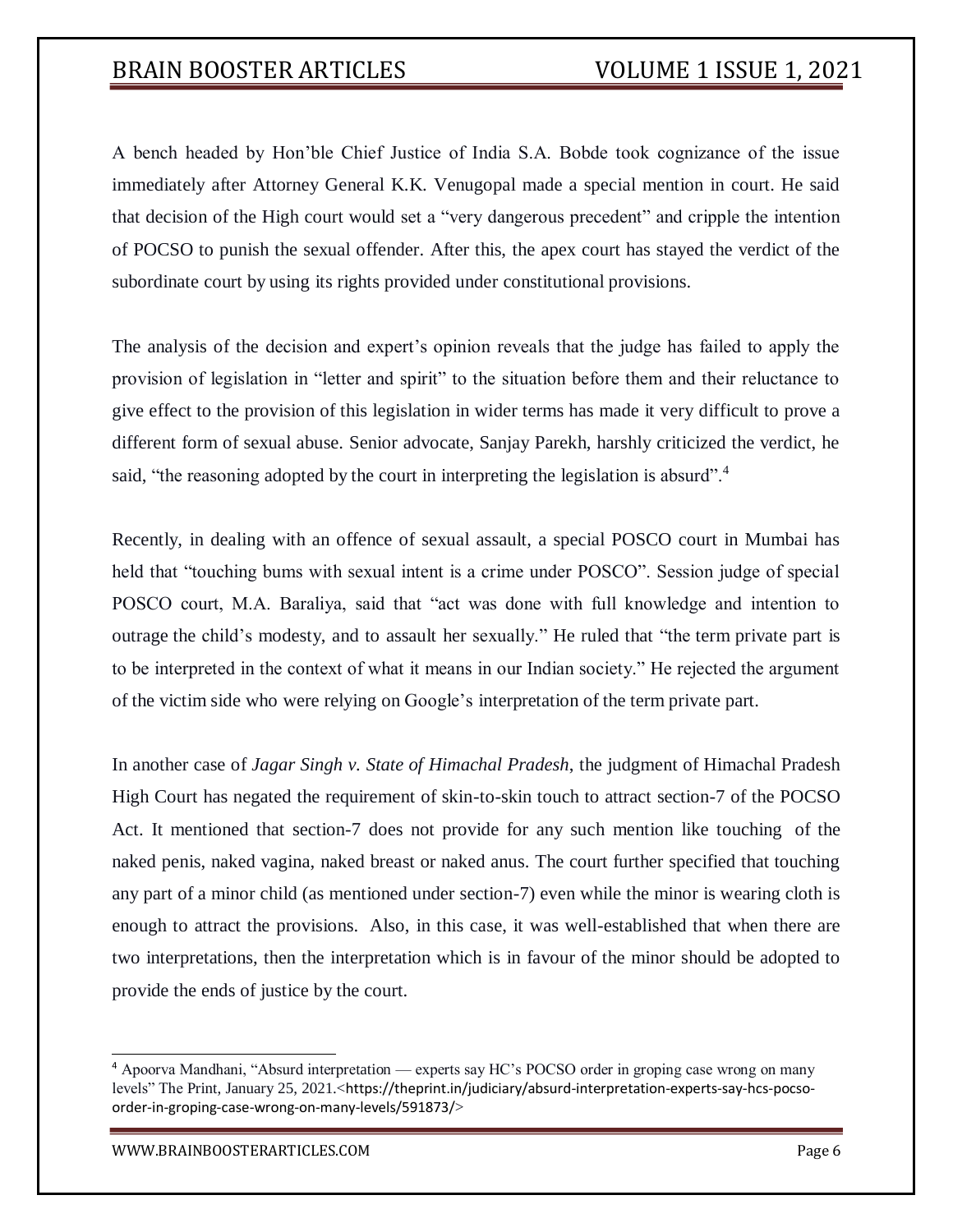A bench headed by Hon'ble Chief Justice of India S.A. Bobde took cognizance of the issue immediately after Attorney General K.K. Venugopal made a special mention in court. He said that decision of the High court would set a "very dangerous precedent" and cripple the intention of POCSO to punish the sexual offender. After this, the apex court has stayed the verdict of the subordinate court by using its rights provided under constitutional provisions.

The analysis of the decision and expert's opinion reveals that the judge has failed to apply the provision of legislation in "letter and spirit" to the situation before them and their reluctance to give effect to the provision of this legislation in wider terms has made it very difficult to prove a different form of sexual abuse. Senior advocate, Sanjay Parekh, harshly criticized the verdict, he said, "the reasoning adopted by the court in interpreting the legislation is absurd".[4]

Recently, in dealing with an offence of sexual assault, a special POSCO court in Mumbai has held that "touching bums with sexual intent is a crime under POSCO". Session judge of special POSCO court, M.A. Baraliya, said that "act was done with full knowledge and intention to outrage the child's modesty, and to assault her sexually." He ruled that "the term private part is to be interpreted in the context of what it means in our Indian society." He rejected the argument of the victim side who were relying on Google's interpretation of the term private part.

In another case of *Jagar Singh v. State of Himachal Pradesh*, the judgment of Himachal Pradesh High Court has negated the requirement of skin-to-skin touch to attract section-7 of the POCSO Act. It mentioned that section-7 does not provide for any such mention like touching of the naked penis, naked vagina, naked breast or naked anus. The court further specified that touching any part of a minor child (as mentioned under section-7) even while the minor is wearing cloth is enough to attract the provisions. Also, in this case, it was well-established that when there are two interpretations, then the interpretation which is in favour of the minor should be adopted to provide the ends of justice by the court.

---

[4] Apoorva Mandhani, "Absurd interpretation — experts say HC's POCSO order in groping case wrong on many levels" The Print, January 25, 2021.<https://theprint.in/judiciary/absurd-interpretation-experts-say-hcs-pocso-order-in-groping-case-wrong-on-many-levels/591873/>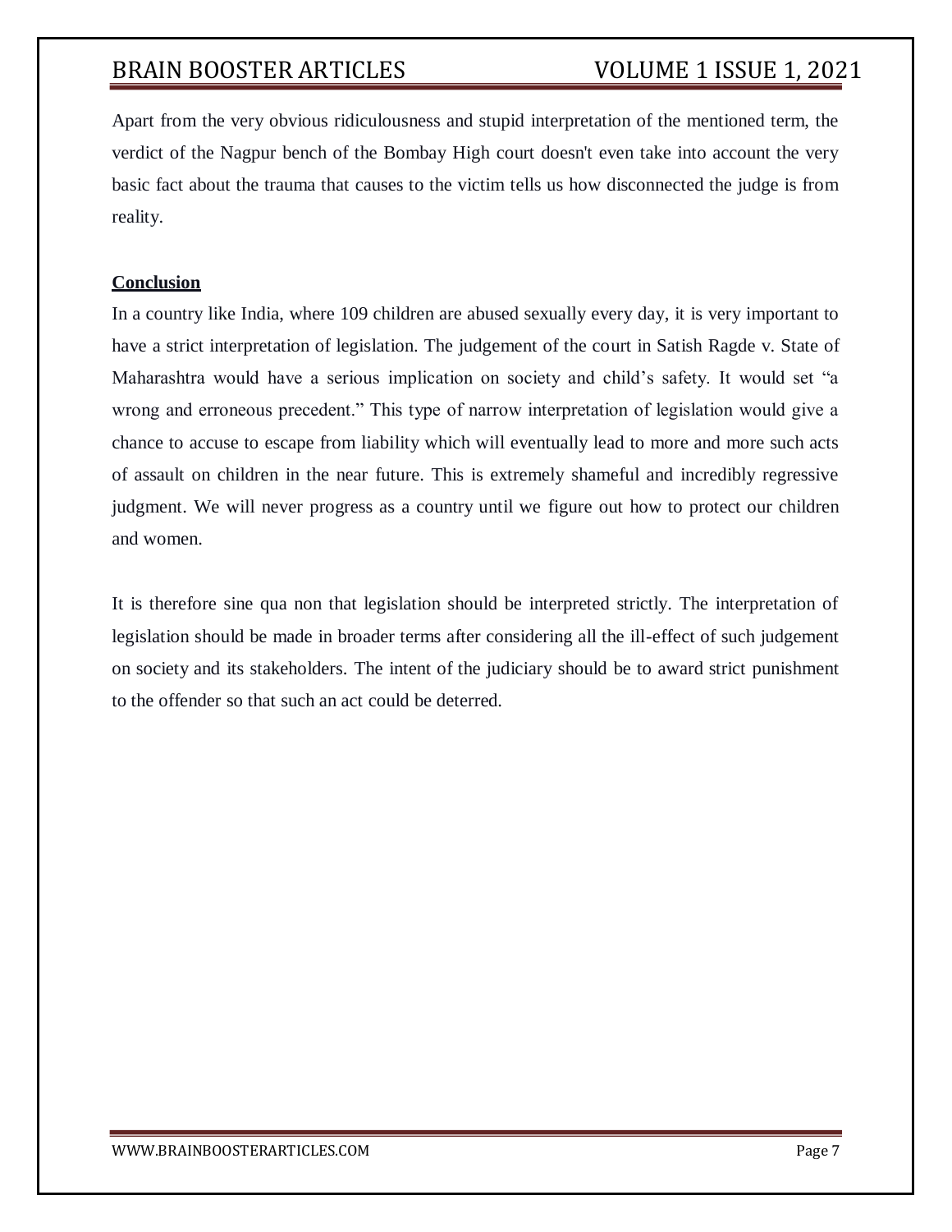Apart from the very obvious ridiculousness and stupid interpretation of the mentioned term, the verdict of the Nagpur bench of the Bombay High court doesn't even take into account the very basic fact about the trauma that causes to the victim tells us how disconnected the judge is from reality.

## **Conclusion**

In a country like India, where 109 children are abused sexually every day, it is very important to have a strict interpretation of legislation. The judgement of the court in Satish Ragde v. State of Maharashtra would have a serious implication on society and child's safety. It would set "a wrong and erroneous precedent." This type of narrow interpretation of legislation would give a chance to accuse to escape from liability which will eventually lead to more and more such acts of assault on children in the near future. This is extremely shameful and incredibly regressive judgment. We will never progress as a country until we figure out how to protect our children and women.

It is therefore sine qua non that legislation should be interpreted strictly. The interpretation of legislation should be made in broader terms after considering all the ill-effect of such judgement on society and its stakeholders. The intent of the judiciary should be to award strict punishment to the offender so that such an act could be deterred.